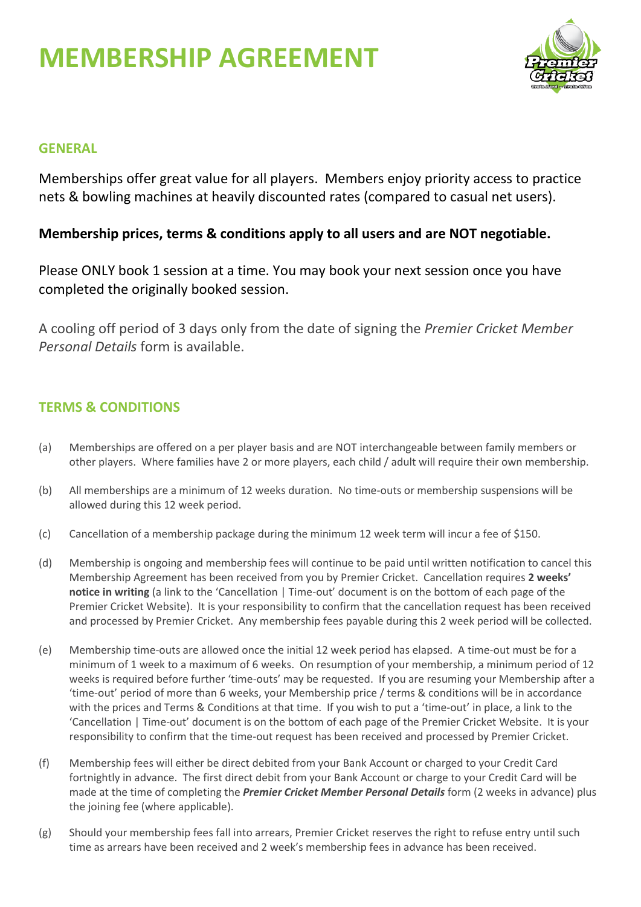# MEMBERSHIP AGREEMENT

## GENERAL

Memberships offer great value for all players. Members enjoy priority access to practice nets & bowling machines at heavily discounted rates (compared to casual net users).

**Membership prices, terms & conditions apply to all users and are NOT negotiable.**

Please ONLY book 1 session at a time. You may book your next session once you have completed the originally booked session.

A cooling off period of 3 days only from the date of signing the *Premier Cricket Member Personal Details* form is available.

## TERMS & CONDITIONS

(a) Memberships are offered on a per player basis and are NOT interchangeable between family members or other players. Where families have 2 or more players, each child / adult will require their own membership.

(b) All memberships are a minimum of 12 weeks duration. No time-outs or membership suspensions will be allowed during this 12 week period.

(c) Cancellation of a membership package during the minimum 12 week term will incur a fee of $150.

(d) Membership is ongoing and membership fees will continue to be paid until written notification to cancel this Membership Agreement has been received from you by Premier Cricket. Cancellation requires **2 weeks' notice in writing** (a link to the 'Cancellation | Time-out' document is on the bottom of each page of the Premier Cricket Website). It is your responsibility to confirm that the cancellation request has been received and processed by Premier Cricket. Any membership fees payable during this 2 week period will be collected.

(e) Membership time-outs are allowed once the initial 12 week period has elapsed. A time-out must be for a minimum of 1 week to a maximum of 6 weeks. On resumption of your membership, a minimum period of 12 weeks is required before further 'time-outs' may be requested. If you are resuming your Membership after a 'time-out' period of more than 6 weeks, your Membership price / terms & conditions will be in accordance with the prices and Terms & Conditions at that time. If you wish to put a 'time-out' in place, a link to the 'Cancellation | Time-out' document is on the bottom of each page of the Premier Cricket Website. It is your responsibility to confirm that the time-out request has been received and processed by Premier Cricket.

(f) Membership fees will either be direct debited from your Bank Account or charged to your Credit Card fortnightly in advance. The first direct debit from your Bank Account or charge to your Credit Card will be made at the time of completing the ***Premier Cricket Member Personal Details*** form (2 weeks in advance) plus the joining fee (where applicable).

(g) Should your membership fees fall into arrears, Premier Cricket reserves the right to refuse entry until such time as arrears have been received and 2 week's membership fees in advance has been received.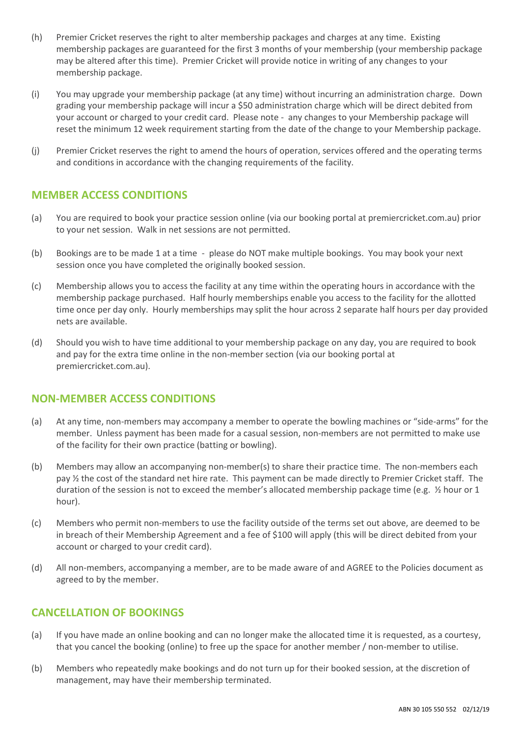(h) Premier Cricket reserves the right to alter membership packages and charges at any time. Existing membership packages are guaranteed for the first 3 months of your membership (your membership package may be altered after this time). Premier Cricket will provide notice in writing of any changes to your membership package.

(i) You may upgrade your membership package (at any time) without incurring an administration charge. Down grading your membership package will incur a $50 administration charge which will be direct debited from your account or charged to your credit card. Please note - any changes to your Membership package will reset the minimum 12 week requirement starting from the date of the change to your Membership package.

(j) Premier Cricket reserves the right to amend the hours of operation, services offered and the operating terms and conditions in accordance with the changing requirements of the facility.

## MEMBER ACCESS CONDITIONS

(a) You are required to book your practice session online (via our booking portal at premiercricket.com.au) prior to your net session. Walk in net sessions are not permitted.

(b) Bookings are to be made 1 at a time - please do NOT make multiple bookings. You may book your next session once you have completed the originally booked session.

(c) Membership allows you to access the facility at any time within the operating hours in accordance with the membership package purchased. Half hourly memberships enable you access to the facility for the allotted time once per day only. Hourly memberships may split the hour across 2 separate half hours per day provided nets are available.

(d) Should you wish to have time additional to your membership package on any day, you are required to book and pay for the extra time online in the non-member section (via our booking portal at premiercricket.com.au).

## NON-MEMBER ACCESS CONDITIONS

(a) At any time, non-members may accompany a member to operate the bowling machines or "side-arms" for the member. Unless payment has been made for a casual session, non-members are not permitted to make use of the facility for their own practice (batting or bowling).

(b) Members may allow an accompanying non-member(s) to share their practice time. The non-members each pay ½ the cost of the standard net hire rate. This payment can be made directly to Premier Cricket staff. The duration of the session is not to exceed the member's allocated membership package time (e.g. ½ hour or 1 hour).

(c) Members who permit non-members to use the facility outside of the terms set out above, are deemed to be in breach of their Membership Agreement and a fee of $100 will apply (this will be direct debited from your account or charged to your credit card).

(d) All non-members, accompanying a member, are to be made aware of and AGREE to the Policies document as agreed to by the member.

## CANCELLATION OF BOOKINGS

(a) If you have made an online booking and can no longer make the allocated time it is requested, as a courtesy, that you cancel the booking (online) to free up the space for another member / non-member to utilise.

(b) Members who repeatedly make bookings and do not turn up for their booked session, at the discretion of management, may have their membership terminated.

ABN 30 105 550 552 02/12/19